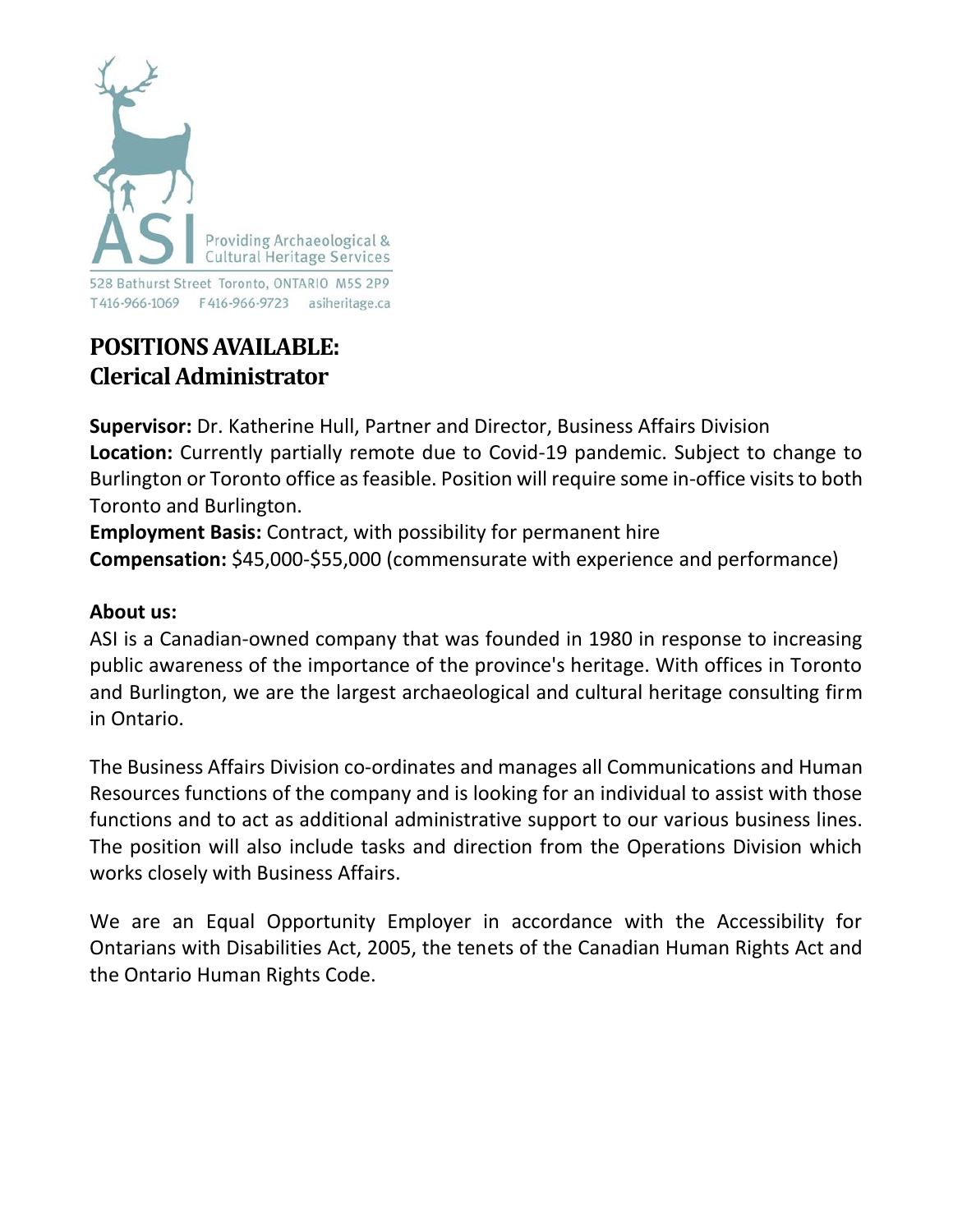Providing Archaeological & Cultural Heritage Services

528 Bathurst Street Toronto, ONTARIO M5S 2P9
T416-966-1069 F416-966-9723 asiheritage.ca

# POSITIONS AVAILABLE: Clerical Administrator

**Supervisor:** Dr. Katherine Hull, Partner and Director, Business Affairs Division
**Location:** Currently partially remote due to Covid-19 pandemic. Subject to change to Burlington or Toronto office as feasible. Position will require some in-office visits to both Toronto and Burlington.
**Employment Basis:** Contract, with possibility for permanent hire
**Compensation:** $45,000-$55,000 (commensurate with experience and performance)

**About us:**
ASI is a Canadian-owned company that was founded in 1980 in response to increasing public awareness of the importance of the province's heritage. With offices in Toronto and Burlington, we are the largest archaeological and cultural heritage consulting firm in Ontario.

The Business Affairs Division co-ordinates and manages all Communications and Human Resources functions of the company and is looking for an individual to assist with those functions and to act as additional administrative support to our various business lines. The position will also include tasks and direction from the Operations Division which works closely with Business Affairs.

We are an Equal Opportunity Employer in accordance with the Accessibility for Ontarians with Disabilities Act, 2005, the tenets of the Canadian Human Rights Act and the Ontario Human Rights Code.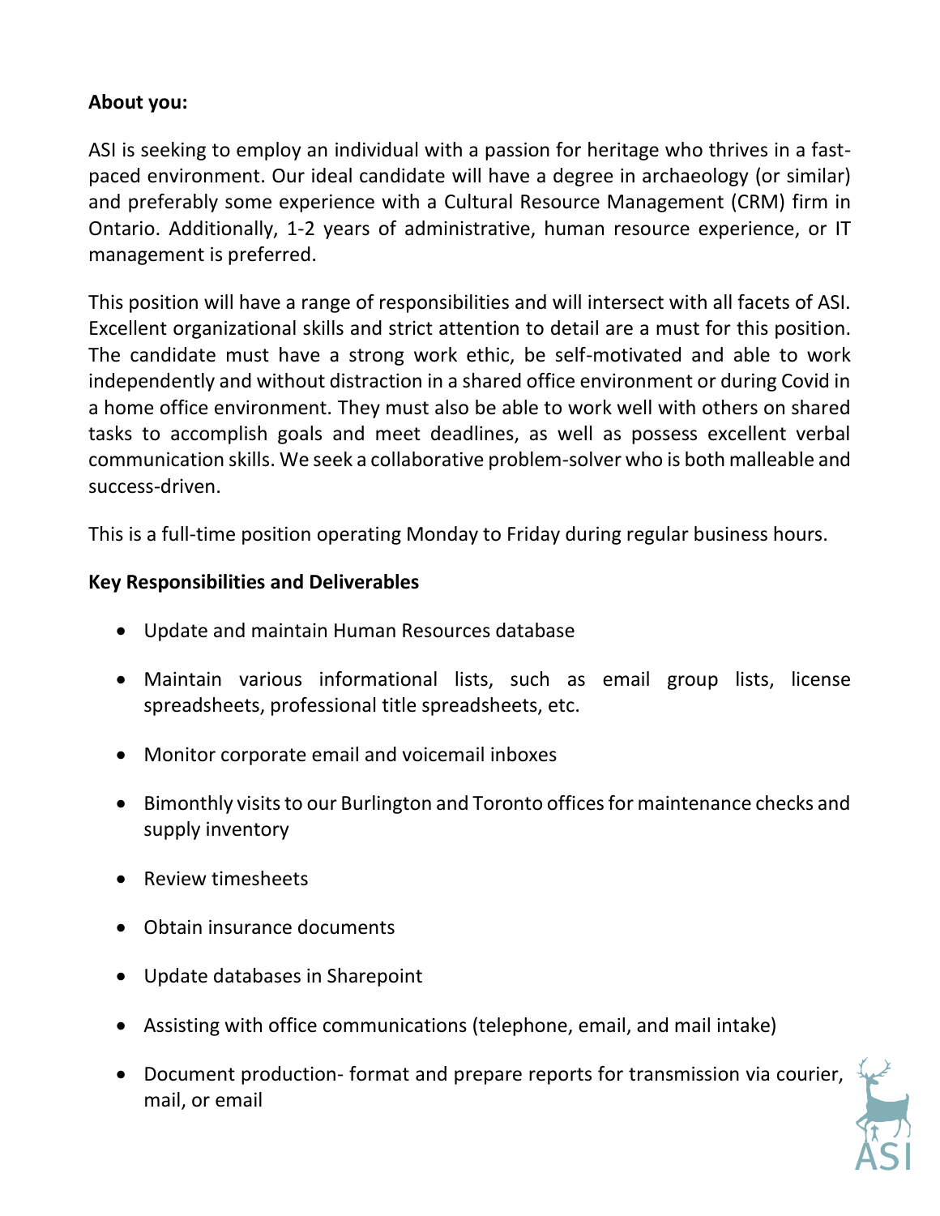**About you:**

ASI is seeking to employ an individual with a passion for heritage who thrives in a fast-paced environment. Our ideal candidate will have a degree in archaeology (or similar) and preferably some experience with a Cultural Resource Management (CRM) firm in Ontario. Additionally, 1-2 years of administrative, human resource experience, or IT management is preferred.

This position will have a range of responsibilities and will intersect with all facets of ASI. Excellent organizational skills and strict attention to detail are a must for this position. The candidate must have a strong work ethic, be self-motivated and able to work independently and without distraction in a shared office environment or during Covid in a home office environment. They must also be able to work well with others on shared tasks to accomplish goals and meet deadlines, as well as possess excellent verbal communication skills. We seek a collaborative problem-solver who is both malleable and success-driven.

This is a full-time position operating Monday to Friday during regular business hours.

**Key Responsibilities and Deliverables**

- Update and maintain Human Resources database
- Maintain various informational lists, such as email group lists, license spreadsheets, professional title spreadsheets, etc.
- Monitor corporate email and voicemail inboxes
- Bimonthly visits to our Burlington and Toronto offices for maintenance checks and supply inventory
- Review timesheets
- Obtain insurance documents
- Update databases in Sharepoint
- Assisting with office communications (telephone, email, and mail intake)
- Document production- format and prepare reports for transmission via courier, mail, or email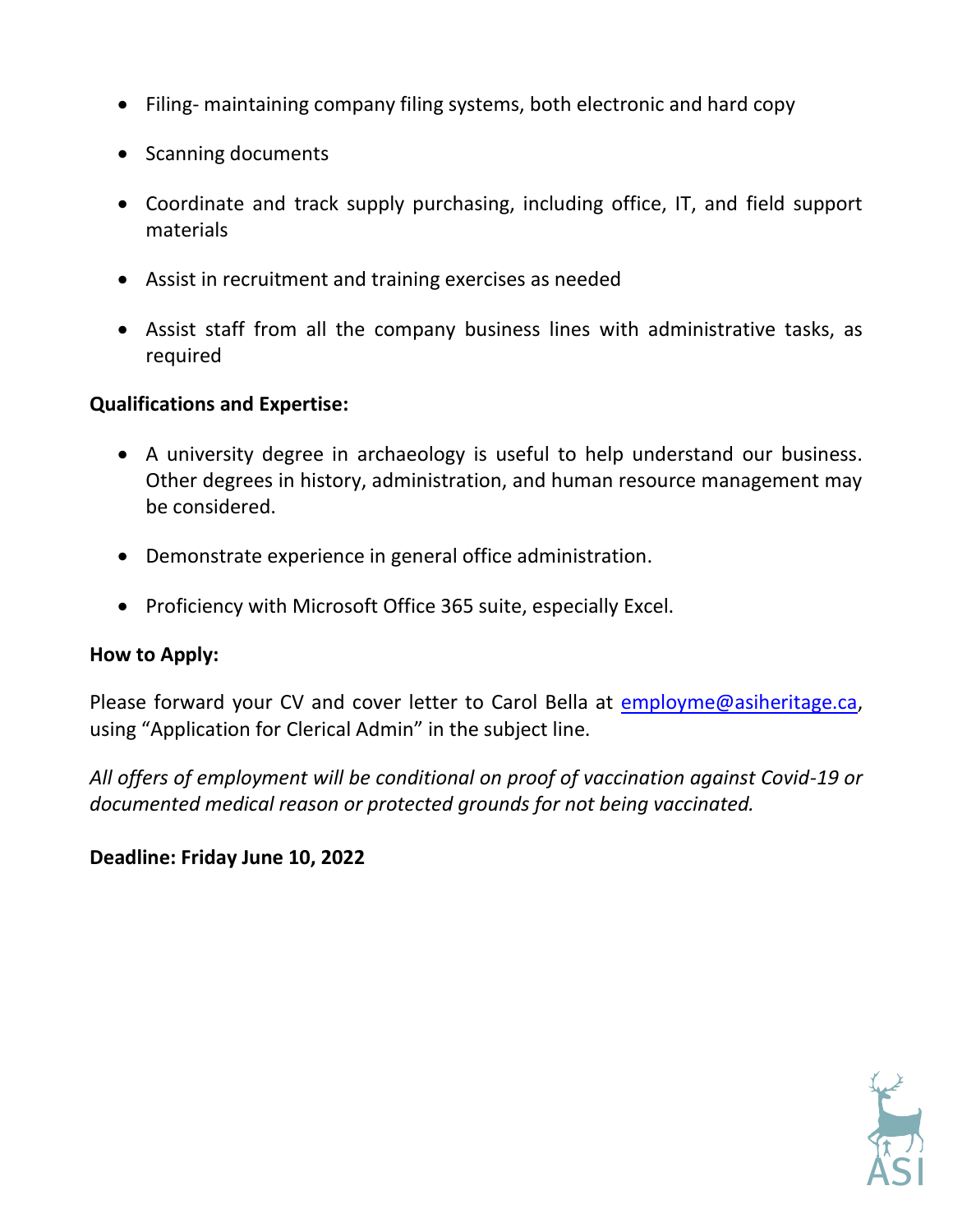- Filing- maintaining company filing systems, both electronic and hard copy
- Scanning documents
- Coordinate and track supply purchasing, including office, IT, and field support materials
- Assist in recruitment and training exercises as needed
- Assist staff from all the company business lines with administrative tasks, as required

**Qualifications and Expertise:**

- A university degree in archaeology is useful to help understand our business. Other degrees in history, administration, and human resource management may be considered.
- Demonstrate experience in general office administration.
- Proficiency with Microsoft Office 365 suite, especially Excel.

**How to Apply:**

Please forward your CV and cover letter to Carol Bella at employme@asiheritage.ca, using "Application for Clerical Admin" in the subject line.

*All offers of employment will be conditional on proof of vaccination against Covid-19 or documented medical reason or protected grounds for not being vaccinated.*

**Deadline: Friday June 10, 2022**